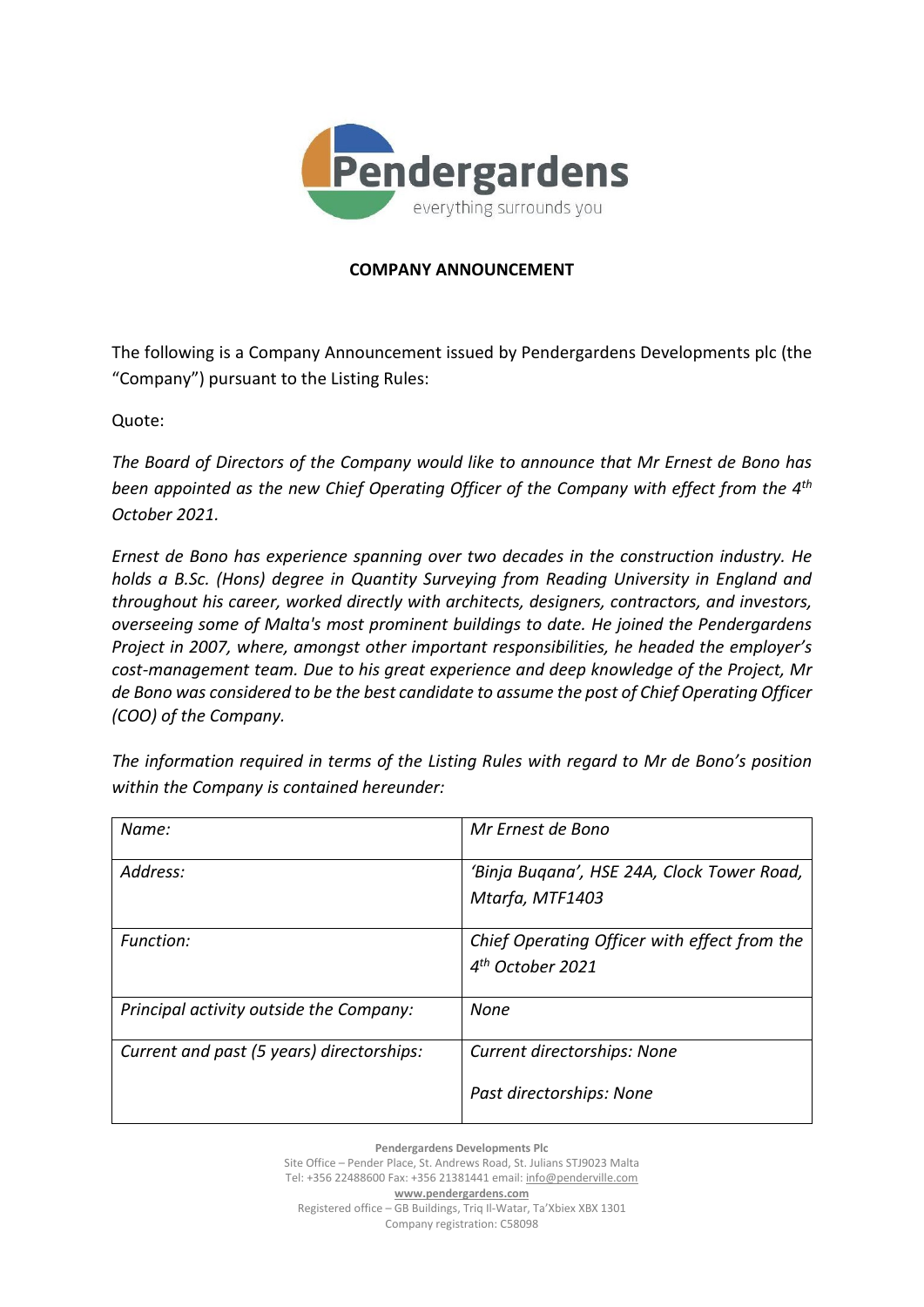**COMPANY ANNOUNCEMENT**

The following is a Company Announcement issued by Pendergardens Developments plc (the "Company") pursuant to the Listing Rules:

Quote:

*The Board of Directors of the Company would like to announce that Mr Ernest de Bono has been appointed as the new Chief Operating Officer of the Company with effect from the 4th October 2021.*

*Ernest de Bono has experience spanning over two decades in the construction industry. He holds a B.Sc. (Hons) degree in Quantity Surveying from Reading University in England and throughout his career, worked directly with architects, designers, contractors, and investors, overseeing some of Malta's most prominent buildings to date. He joined the Pendergardens Project in 2007, where, amongst other important responsibilities, he headed the employer's cost-management team. Due to his great experience and deep knowledge of the Project, Mr de Bono was considered to be the best candidate to assume the post of Chief Operating Officer (COO) of the Company.*

*The information required in terms of the Listing Rules with regard to Mr de Bono's position within the Company is contained hereunder:*

| | |
|---|---|
| *Name:* | *Mr Ernest de Bono* |
| *Address:* | *'Binja Buqana', HSE 24A, Clock Tower Road, Mtarfa, MTF1403* |
| *Function:* | *Chief Operating Officer with effect from the 4th October 2021* |
| *Principal activity outside the Company:* | *None* |
| *Current and past (5 years) directorships:* | *Current directorships: None*<br><br>*Past directorships: None* |

**Pendergardens Developments Plc**
Site Office – Pender Place, St. Andrews Road, St. Julians STJ9023 Malta
Tel: +356 22488600 Fax: +356 21381441 email: info@penderville.com
**www.pendergardens.com**
Registered office – GB Buildings, Triq Il-Watar, Ta'Xbiex XBX 1301
Company registration: C58098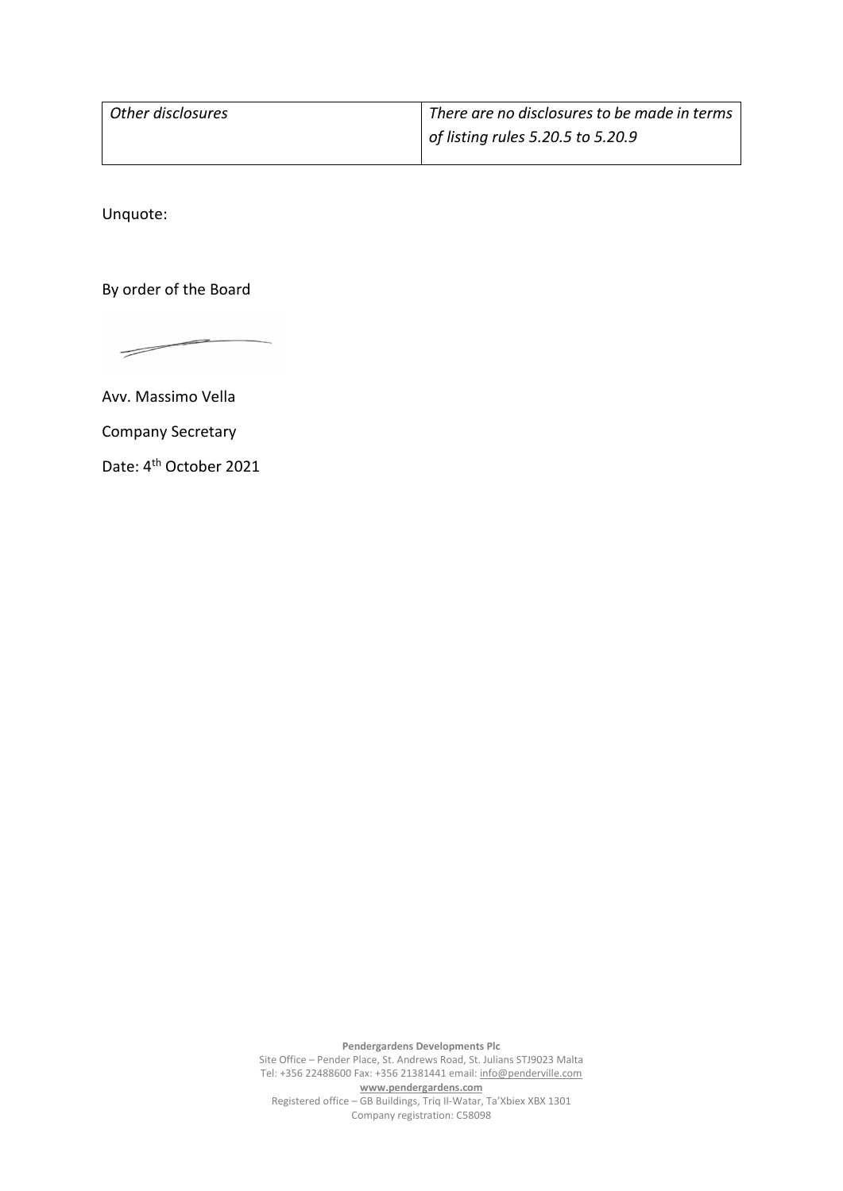| | |
|---|---|
| *Other disclosures* | *There are no disclosures to be made in terms of listing rules 5.20.5 to 5.20.9* |

Unquote:

By order of the Board

Avv. Massimo Vella

Company Secretary

Date: 4th October 2021

**Pendergardens Developments Plc**
Site Office – Pender Place, St. Andrews Road, St. Julians STJ9023 Malta
Tel: +356 22488600 Fax: +356 21381441 email: info@penderville.com
**www.pendergardens.com**
Registered office – GB Buildings, Triq Il-Watar, Ta'Xbiex XBX 1301
Company registration: C58098